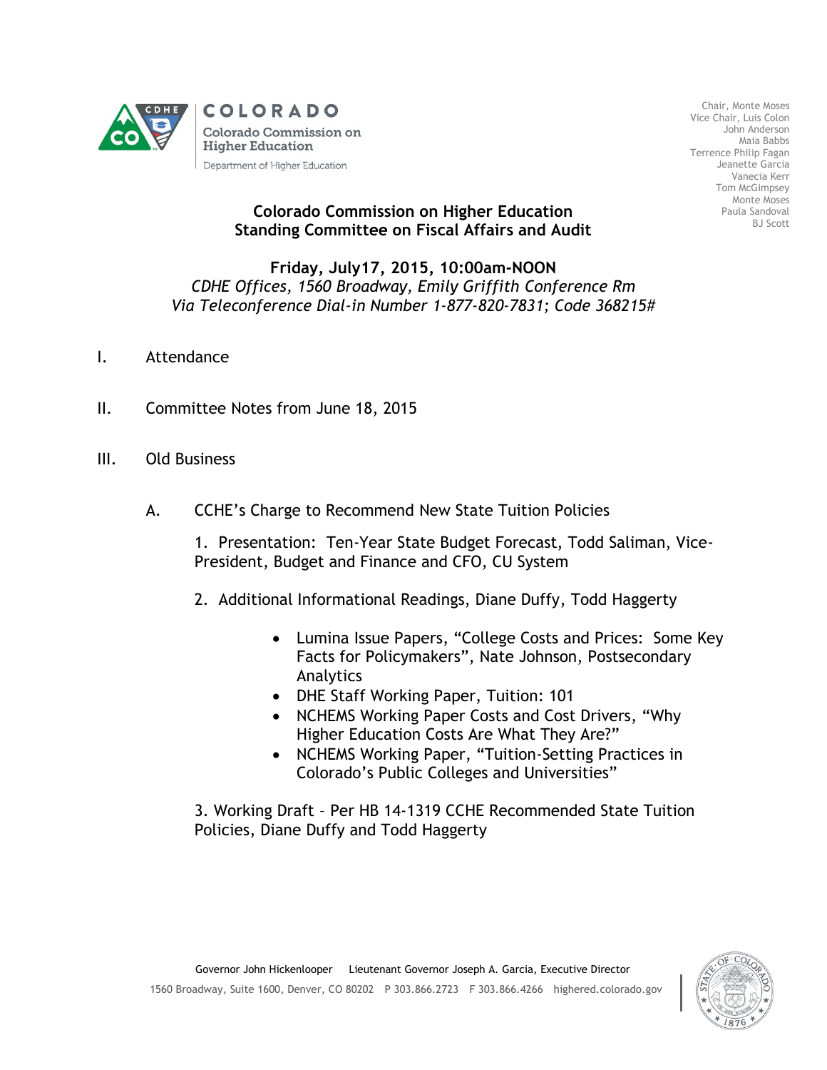COLORADO

Colorado Commission on Higher Education

Department of Higher Education

Chair, Monte Moses
Vice Chair, Luis Colon
John Anderson
Maia Babbs
Terrence Philip Fagan
Jeanette Garcia
Vanecia Kerr
Tom McGimpsey
Monte Moses
Paula Sandoval
BJ Scott

## Colorado Commission on Higher Education
## Standing Committee on Fiscal Affairs and Audit

**Friday, July17, 2015, 10:00am-NOON**

*CDHE Offices, 1560 Broadway, Emily Griffith Conference Rm*

*Via Teleconference Dial-in Number 1-877-820-7831; Code 368215#*

I. Attendance

II. Committee Notes from June 18, 2015

III. Old Business

A. CCHE's Charge to Recommend New State Tuition Policies

1. Presentation: Ten-Year State Budget Forecast, Todd Saliman, Vice-President, Budget and Finance and CFO, CU System

2. Additional Informational Readings, Diane Duffy, Todd Haggerty

- Lumina Issue Papers, "College Costs and Prices: Some Key Facts for Policymakers", Nate Johnson, Postsecondary Analytics
- DHE Staff Working Paper, Tuition: 101
- NCHEMS Working Paper Costs and Cost Drivers, "Why Higher Education Costs Are What They Are?"
- NCHEMS Working Paper, "Tuition-Setting Practices in Colorado's Public Colleges and Universities"

3. Working Draft – Per HB 14-1319 CCHE Recommended State Tuition Policies, Diane Duffy and Todd Haggerty

Governor John Hickenlooper     Lieutenant Governor Joseph A. Garcia, Executive Director

1560 Broadway, Suite 1600, Denver, CO 80202   P 303.866.2723   F 303.866.4266   highered.colorado.gov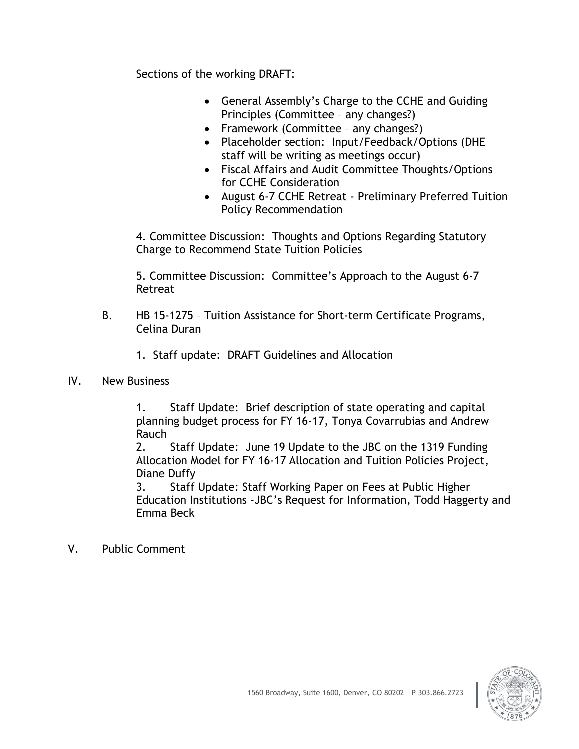Sections of the working DRAFT:

- General Assembly's Charge to the CCHE and Guiding Principles (Committee – any changes?)
- Framework (Committee – any changes?)
- Placeholder section: Input/Feedback/Options (DHE staff will be writing as meetings occur)
- Fiscal Affairs and Audit Committee Thoughts/Options for CCHE Consideration
- August 6-7 CCHE Retreat - Preliminary Preferred Tuition Policy Recommendation

4. Committee Discussion: Thoughts and Options Regarding Statutory Charge to Recommend State Tuition Policies

5. Committee Discussion: Committee's Approach to the August 6-7 Retreat

B. HB 15-1275 – Tuition Assistance for Short-term Certificate Programs, Celina Duran

1. Staff update: DRAFT Guidelines and Allocation

IV. New Business

1. Staff Update: Brief description of state operating and capital planning budget process for FY 16-17, Tonya Covarrubias and Andrew Rauch
2. Staff Update: June 19 Update to the JBC on the 1319 Funding Allocation Model for FY 16-17 Allocation and Tuition Policies Project, Diane Duffy
3. Staff Update: Staff Working Paper on Fees at Public Higher Education Institutions -JBC's Request for Information, Todd Haggerty and Emma Beck

V. Public Comment

1560 Broadway, Suite 1600, Denver, CO 80202 P 303.866.2723